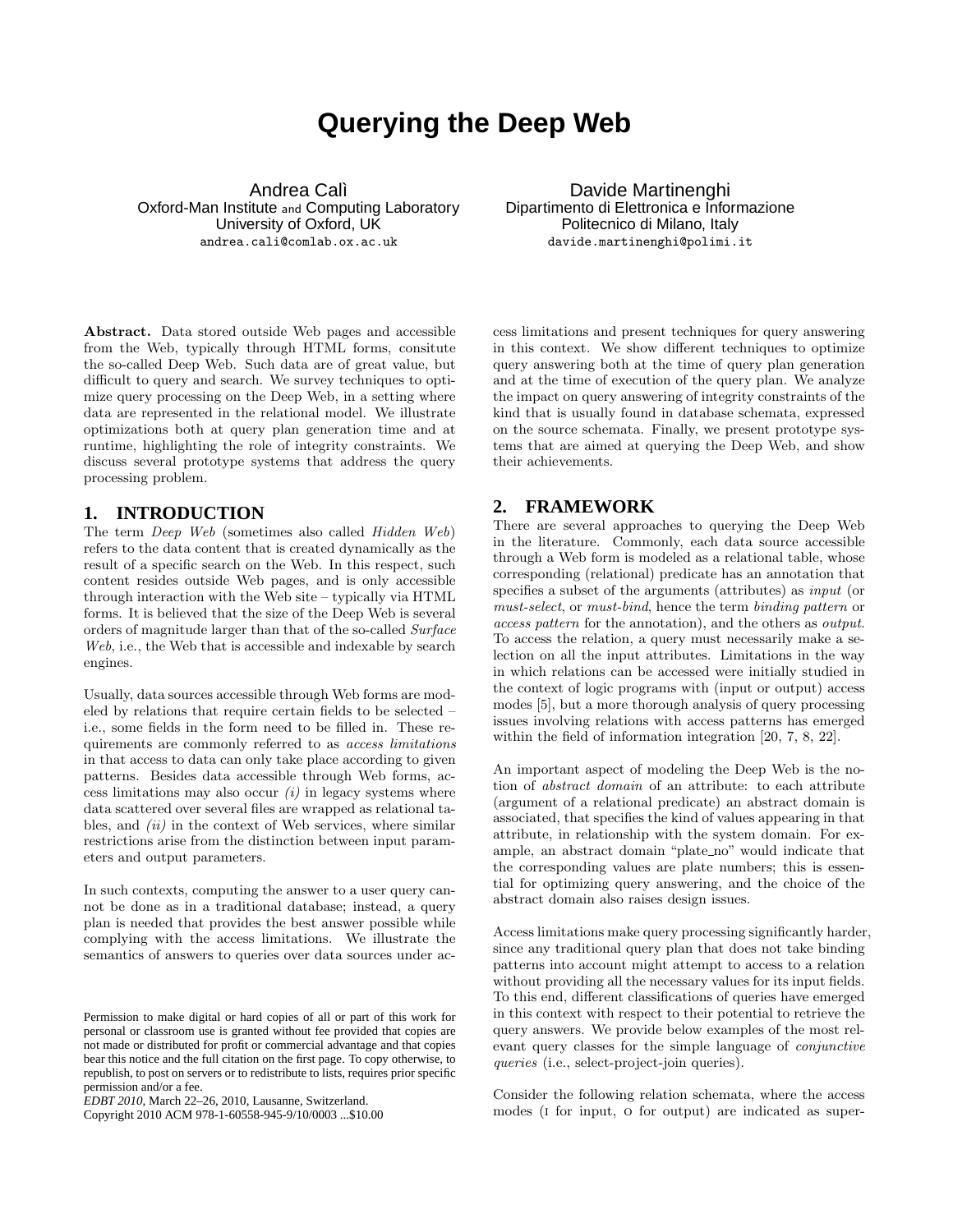# Querying the Deep Web

Andrea Calì
Oxford-Man Institute and Computing Laboratory
University of Oxford, UK
andrea.cali@comlab.ox.ac.uk

Davide Martinenghi
Dipartimento di Elettronica e Informazione
Politecnico di Milano, Italy
davide.martinenghi@polimi.it

**Abstract.** Data stored outside Web pages and accessible from the Web, typically through HTML forms, consitute the so-called Deep Web. Such data are of great value, but difficult to query and search. We survey techniques to optimize query processing on the Deep Web, in a setting where data are represented in the relational model. We illustrate optimizations both at query plan generation time and at runtime, highlighting the role of integrity constraints. We discuss several prototype systems that address the query processing problem.

## 1. INTRODUCTION

The term *Deep Web* (sometimes also called *Hidden Web*) refers to the data content that is created dynamically as the result of a specific search on the Web. In this respect, such content resides outside Web pages, and is only accessible through interaction with the Web site – typically via HTML forms. It is believed that the size of the Deep Web is several orders of magnitude larger than that of the so-called *Surface Web*, i.e., the Web that is accessible and indexable by search engines.

Usually, data sources accessible through Web forms are modeled by relations that require certain fields to be selected – i.e., some fields in the form need to be filled in. These requirements are commonly referred to as *access limitations* in that access to data can only take place according to given patterns. Besides data accessible through Web forms, access limitations may also occur *(i)* in legacy systems where data scattered over several files are wrapped as relational tables, and *(ii)* in the context of Web services, where similar restrictions arise from the distinction between input parameters and output parameters.

In such contexts, computing the answer to a user query cannot be done as in a traditional database; instead, a query plan is needed that provides the best answer possible while complying with the access limitations. We illustrate the semantics of answers to queries over data sources under access limitations and present techniques for query answering in this context. We show different techniques to optimize query answering both at the time of query plan generation and at the time of execution of the query plan. We analyze the impact on query answering of integrity constraints of the kind that is usually found in database schemata, expressed on the source schemata. Finally, we present prototype systems that are aimed at querying the Deep Web, and show their achievements.

Permission to make digital or hard copies of all or part of this work for personal or classroom use is granted without fee provided that copies are not made or distributed for profit or commercial advantage and that copies bear this notice and the full citation on the first page. To copy otherwise, to republish, to post on servers or to redistribute to lists, requires prior specific permission and/or a fee.
*EDBT 2010*, March 22–26, 2010, Lausanne, Switzerland.
Copyright 2010 ACM 978-1-60558-945-9/10/0003 ...$10.00

## 2. FRAMEWORK

There are several approaches to querying the Deep Web in the literature. Commonly, each data source accessible through a Web form is modeled as a relational table, whose corresponding (relational) predicate has an annotation that specifies a subset of the arguments (attributes) as *input* (or *must-select*, or *must-bind*, hence the term *binding pattern* or *access pattern* for the annotation), and the others as *output*. To access the relation, a query must necessarily make a selection on all the input attributes. Limitations in the way in which relations can be accessed were initially studied in the context of logic programs with (input or output) access modes [5], but a more thorough analysis of query processing issues involving relations with access patterns has emerged within the field of information integration [20, 7, 8, 22].

An important aspect of modeling the Deep Web is the notion of *abstract domain* of an attribute: to each attribute (argument of a relational predicate) an abstract domain is associated, that specifies the kind of values appearing in that attribute, in relationship with the system domain. For example, an abstract domain "plate_no" would indicate that the corresponding values are plate numbers; this is essential for optimizing query answering, and the choice of the abstract domain also raises design issues.

Access limitations make query processing significantly harder, since any traditional query plan that does not take binding patterns into account might attempt to access to a relation without providing all the necessary values for its input fields. To this end, different classifications of queries have emerged in this context with respect to their potential to retrieve the query answers. We provide below examples of the most relevant query classes for the simple language of *conjunctive queries* (i.e., select-project-join queries).

Consider the following relation schemata, where the access modes (I for input, O for output) are indicated as super-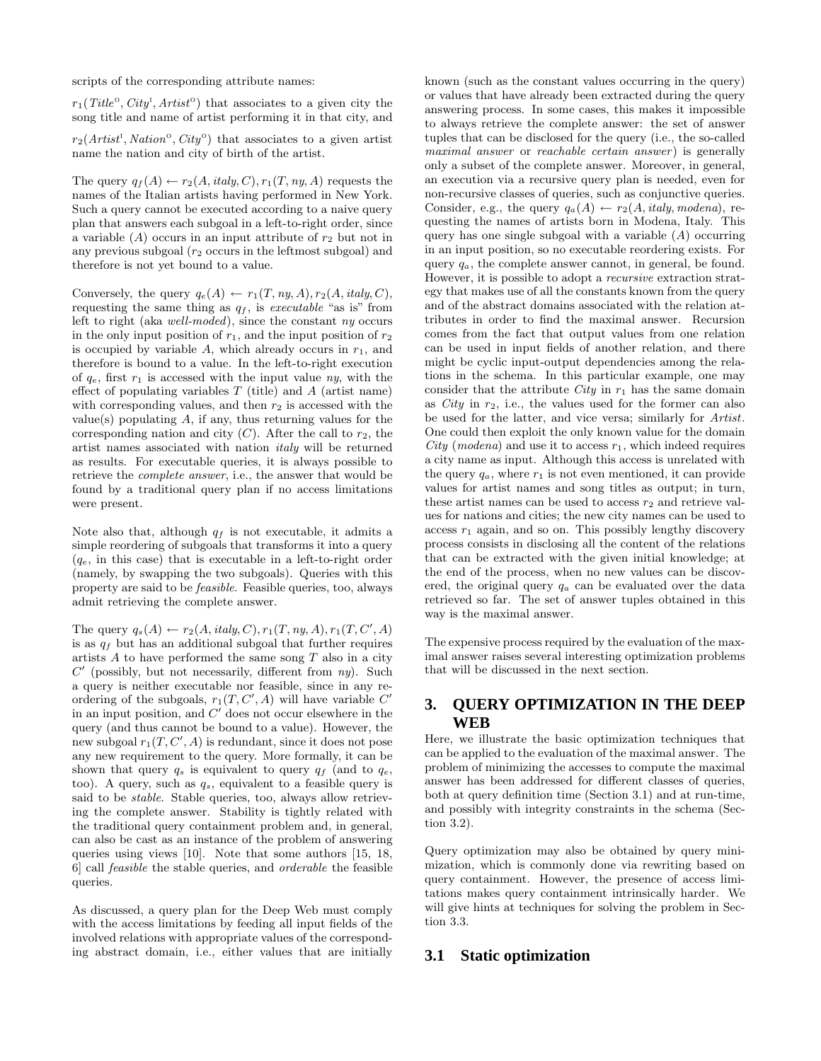scripts of the corresponding attribute names:

$r_1(\mathit{Title}^{\mathrm{o}}, \mathit{City}^{\mathrm{i}}, \mathit{Artist}^{\mathrm{o}})$ that associates to a given city the song title and name of artist performing it in that city, and

$r_2(\mathit{Artist}^{\mathrm{i}}, \mathit{Nation}^{\mathrm{o}}, \mathit{City}^{\mathrm{o}})$ that associates to a given artist name the nation and city of birth of the artist.

The query $q_f(A) \leftarrow r_2(A, \mathit{italy}, C), r_1(T, \mathit{ny}, A)$ requests the names of the Italian artists having performed in New York. Such a query cannot be executed according to a naive query plan that answers each subgoal in a left-to-right order, since a variable ($A$) occurs in an input attribute of $r_2$ but not in any previous subgoal ($r_2$ occurs in the leftmost subgoal) and therefore is not yet bound to a value.

Conversely, the query $q_e(A) \leftarrow r_1(T, \mathit{ny}, A), r_2(A, \mathit{italy}, C)$, requesting the same thing as $q_f$, is *executable* "as is" from left to right (aka *well-moded*), since the constant *ny* occurs in the only input position of $r_1$, and the input position of $r_2$ is occupied by variable $A$, which already occurs in $r_1$, and therefore is bound to a value. In the left-to-right execution of $q_e$, first $r_1$ is accessed with the input value *ny*, with the effect of populating variables $T$ (title) and $A$ (artist name) with corresponding values, and then $r_2$ is accessed with the value(s) populating $A$, if any, thus returning values for the corresponding nation and city ($C$). After the call to $r_2$, the artist names associated with nation *italy* will be returned as results. For executable queries, it is always possible to retrieve the *complete answer*, i.e., the answer that would be found by a traditional query plan if no access limitations were present.

Note also that, although $q_f$ is not executable, it admits a simple reordering of subgoals that transforms it into a query ($q_e$, in this case) that is executable in a left-to-right order (namely, by swapping the two subgoals). Queries with this property are said to be *feasible*. Feasible queries, too, always admit retrieving the complete answer.

The query $q_s(A) \leftarrow r_2(A, \mathit{italy}, C), r_1(T, \mathit{ny}, A), r_1(T, C', A)$ is as $q_f$ but has an additional subgoal that further requires artists $A$ to have performed the same song $T$ also in a city $C'$ (possibly, but not necessarily, different from *ny*). Such a query is neither executable nor feasible, since in any reordering of the subgoals, $r_1(T, C', A)$ will have variable $C'$ in an input position, and $C'$ does not occur elsewhere in the query (and thus cannot be bound to a value). However, the new subgoal $r_1(T, C', A)$ is redundant, since it does not pose any new requirement to the query. More formally, it can be shown that query $q_s$ is equivalent to query $q_f$ (and to $q_e$, too). A query, such as $q_s$, equivalent to a feasible query is said to be *stable*. Stable queries, too, always allow retrieving the complete answer. Stability is tightly related with the traditional query containment problem and, in general, can also be cast as an instance of the problem of answering queries using views [10]. Note that some authors [15, 18, 6] call *feasible* the stable queries, and *orderable* the feasible queries.

As discussed, a query plan for the Deep Web must comply with the access limitations by feeding all input fields of the involved relations with appropriate values of the corresponding abstract domain, i.e., either values that are initially known (such as the constant values occurring in the query) or values that have already been extracted during the query answering process. In some cases, this makes it impossible to always retrieve the complete answer: the set of answer tuples that can be disclosed for the query (i.e., the so-called *maximal answer* or *reachable certain answer*) is generally only a subset of the complete answer. Moreover, in general, an execution via a recursive query plan is needed, even for non-recursive classes of queries, such as conjunctive queries. Consider, e.g., the query $q_a(A) \leftarrow r_2(A, \mathit{italy}, \mathit{modena})$, requesting the names of artists born in Modena, Italy. This query has one single subgoal with a variable ($A$) occurring in an input position, so no executable reordering exists. For query $q_a$, the complete answer cannot, in general, be found. However, it is possible to adopt a *recursive* extraction strategy that makes use of all the constants known from the query and of the abstract domains associated with the relation attributes in order to find the maximal answer. Recursion comes from the fact that output values from one relation can be used in input fields of another relation, and there might be cyclic input-output dependencies among the relations in the schema. In this particular example, one may consider that the attribute *City* in $r_1$ has the same domain as *City* in $r_2$, i.e., the values used for the former can also be used for the latter, and vice versa; similarly for *Artist*. One could then exploit the only known value for the domain *City* (*modena*) and use it to access $r_1$, which indeed requires a city name as input. Although this access is unrelated with the query $q_a$, where $r_1$ is not even mentioned, it can provide values for artist names and song titles as output; in turn, these artist names can be used to access $r_2$ and retrieve values for nations and cities; the new city names can be used to access $r_1$ again, and so on. This possibly lengthy discovery process consists in disclosing all the content of the relations that can be extracted with the given initial knowledge; at the end of the process, when no new values can be discovered, the original query $q_a$ can be evaluated over the data retrieved so far. The set of answer tuples obtained in this way is the maximal answer.

The expensive process required by the evaluation of the maximal answer raises several interesting optimization problems that will be discussed in the next section.

## 3. QUERY OPTIMIZATION IN THE DEEP WEB

Here, we illustrate the basic optimization techniques that can be applied to the evaluation of the maximal answer. The problem of minimizing the accesses to compute the maximal answer has been addressed for different classes of queries, both at query definition time (Section 3.1) and at run-time, and possibly with integrity constraints in the schema (Section 3.2).

Query optimization may also be obtained by query minimization, which is commonly done via rewriting based on query containment. However, the presence of access limitations makes query containment intrinsically harder. We will give hints at techniques for solving the problem in Section 3.3.

### 3.1 Static optimization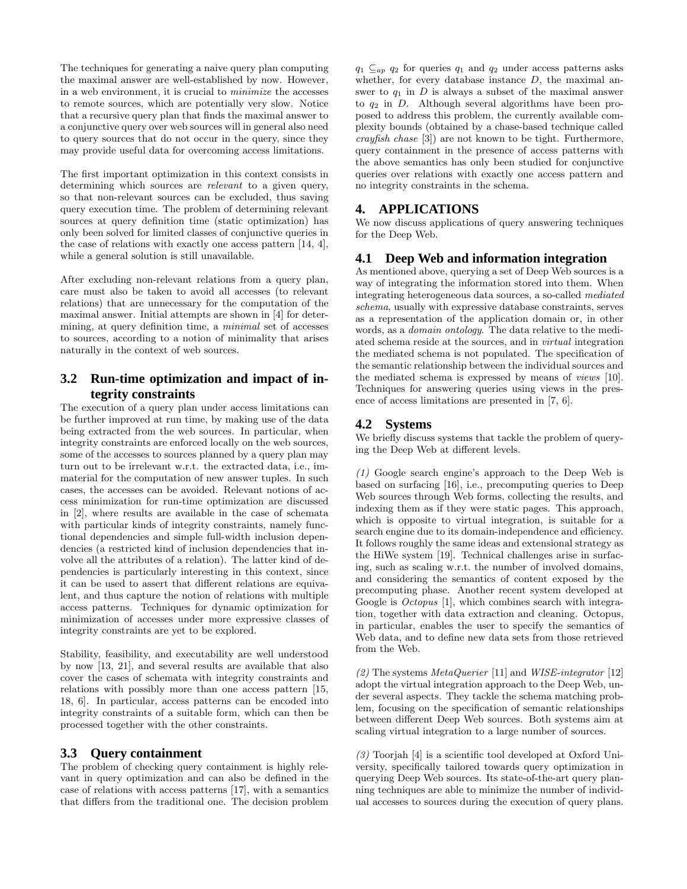The techniques for generating a naive query plan computing the maximal answer are well-established by now. However, in a web environment, it is crucial to *minimize* the accesses to remote sources, which are potentially very slow. Notice that a recursive query plan that finds the maximal answer to a conjunctive query over web sources will in general also need to query sources that do not occur in the query, since they may provide useful data for overcoming access limitations.

The first important optimization in this context consists in determining which sources are *relevant* to a given query, so that non-relevant sources can be excluded, thus saving query execution time. The problem of determining relevant sources at query definition time (static optimization) has only been solved for limited classes of conjunctive queries in the case of relations with exactly one access pattern [14, 4], while a general solution is still unavailable.

After excluding non-relevant relations from a query plan, care must also be taken to avoid all accesses (to relevant relations) that are unnecessary for the computation of the maximal answer. Initial attempts are shown in [4] for determining, at query definition time, a *minimal* set of accesses to sources, according to a notion of minimality that arises naturally in the context of web sources.

## 3.2 Run-time optimization and impact of integrity constraints

The execution of a query plan under access limitations can be further improved at run time, by making use of the data being extracted from the web sources. In particular, when integrity constraints are enforced locally on the web sources, some of the accesses to sources planned by a query plan may turn out to be irrelevant w.r.t. the extracted data, i.e., immaterial for the computation of new answer tuples. In such cases, the accesses can be avoided. Relevant notions of access minimization for run-time optimization are discussed in [2], where results are available in the case of schemata with particular kinds of integrity constraints, namely functional dependencies and simple full-width inclusion dependencies (a restricted kind of inclusion dependencies that involve all the attributes of a relation). The latter kind of dependencies is particularly interesting in this context, since it can be used to assert that different relations are equivalent, and thus capture the notion of relations with multiple access patterns. Techniques for dynamic optimization for minimization of accesses under more expressive classes of integrity constraints are yet to be explored.

Stability, feasibility, and executability are well understood by now [13, 21], and several results are available that also cover the cases of schemata with integrity constraints and relations with possibly more than one access pattern [15, 18, 6]. In particular, access patterns can be encoded into integrity constraints of a suitable form, which can then be processed together with the other constraints.

## 3.3 Query containment

The problem of checking query containment is highly relevant in query optimization and can also be defined in the case of relations with access patterns [17], with a semantics that differs from the traditional one. The decision problem $q_1 \subseteq_{ap} q_2$ for queries $q_1$ and $q_2$ under access patterns asks whether, for every database instance $D$, the maximal answer to $q_1$ in $D$ is always a subset of the maximal answer to $q_2$ in $D$. Although several algorithms have been proposed to address this problem, the currently available complexity bounds (obtained by a chase-based technique called *crayfish chase* [3]) are not known to be tight. Furthermore, query containment in the presence of access patterns with the above semantics has only been studied for conjunctive queries over relations with exactly one access pattern and no integrity constraints in the schema.

# 4. APPLICATIONS

We now discuss applications of query answering techniques for the Deep Web.

## 4.1 Deep Web and information integration

As mentioned above, querying a set of Deep Web sources is a way of integrating the information stored into them. When integrating heterogeneous data sources, a so-called *mediated schema*, usually with expressive database constraints, serves as a representation of the application domain or, in other words, as a *domain ontology*. The data relative to the mediated schema reside at the sources, and in *virtual* integration the mediated schema is not populated. The specification of the semantic relationship between the individual sources and the mediated schema is expressed by means of *views* [10]. Techniques for answering queries using views in the presence of access limitations are presented in [7, 6].

## 4.2 Systems

We briefly discuss systems that tackle the problem of querying the Deep Web at different levels.

*(1)* Google search engine's approach to the Deep Web is based on surfacing [16], i.e., precomputing queries to Deep Web sources through Web forms, collecting the results, and indexing them as if they were static pages. This approach, which is opposite to virtual integration, is suitable for a search engine due to its domain-independence and efficiency. It follows roughly the same ideas and extensional strategy as the HiWe system [19]. Technical challenges arise in surfacing, such as scaling w.r.t. the number of involved domains, and considering the semantics of content exposed by the precomputing phase. Another recent system developed at Google is *Octopus* [1], which combines search with integration, together with data extraction and cleaning. Octopus, in particular, enables the user to specify the semantics of Web data, and to define new data sets from those retrieved from the Web.

*(2)* The systems *MetaQuerier* [11] and *WISE-integrator* [12] adopt the virtual integration approach to the Deep Web, under several aspects. They tackle the schema matching problem, focusing on the specification of semantic relationships between different Deep Web sources. Both systems aim at scaling virtual integration to a large number of sources.

*(3)* Toorjah [4] is a scientific tool developed at Oxford University, specifically tailored towards query optimization in querying Deep Web sources. Its state-of-the-art query planning techniques are able to minimize the number of individual accesses to sources during the execution of query plans.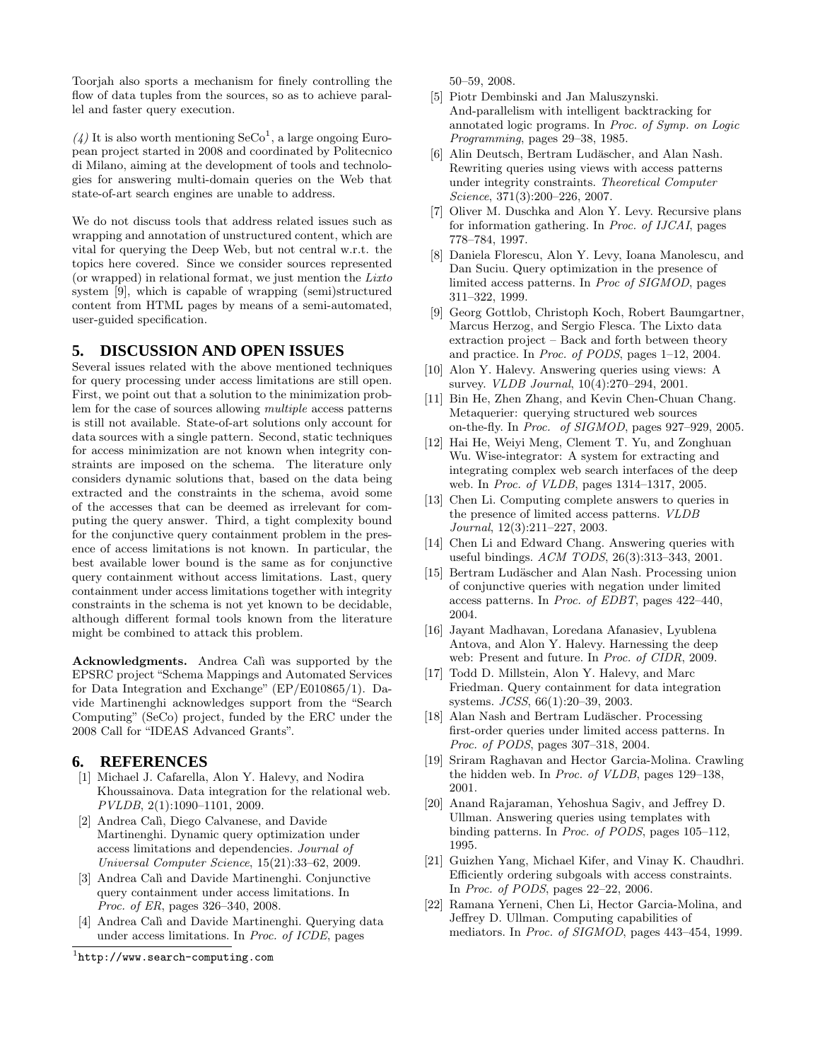Toorjah also sports a mechanism for finely controlling the flow of data tuples from the sources, so as to achieve parallel and faster query execution.

*(4)* It is also worth mentioning SeCo[1], a large ongoing European project started in 2008 and coordinated by Politecnico di Milano, aiming at the development of tools and technologies for answering multi-domain queries on the Web that state-of-art search engines are unable to address.

We do not discuss tools that address related issues such as wrapping and annotation of unstructured content, which are vital for querying the Deep Web, but not central w.r.t. the topics here covered. Since we consider sources represented (or wrapped) in relational format, we just mention the *Lixto* system [9], which is capable of wrapping (semi)structured content from HTML pages by means of a semi-automated, user-guided specification.

## 5. DISCUSSION AND OPEN ISSUES

Several issues related with the above mentioned techniques for query processing under access limitations are still open. First, we point out that a solution to the minimization problem for the case of sources allowing *multiple* access patterns is still not available. State-of-art solutions only account for data sources with a single pattern. Second, static techniques for access minimization are not known when integrity constraints are imposed on the schema. The literature only considers dynamic solutions that, based on the data being extracted and the constraints in the schema, avoid some of the accesses that can be deemed as irrelevant for computing the query answer. Third, a tight complexity bound for the conjunctive query containment problem in the presence of access limitations is not known. In particular, the best available lower bound is the same as for conjunctive query containment without access limitations. Last, query containment under access limitations together with integrity constraints in the schema is not yet known to be decidable, although different formal tools known from the literature might be combined to attack this problem.

**Acknowledgments.** Andrea Calì was supported by the EPSRC project "Schema Mappings and Automated Services for Data Integration and Exchange" (EP/E010865/1). Davide Martinenghi acknowledges support from the "Search Computing" (SeCo) project, funded by the ERC under the 2008 Call for "IDEAS Advanced Grants".

## 6. REFERENCES

[1] Michael J. Cafarella, Alon Y. Halevy, and Nodira Khoussainova. Data integration for the relational web. *PVLDB*, 2(1):1090–1101, 2009.

[2] Andrea Calì, Diego Calvanese, and Davide Martinenghi. Dynamic query optimization under access limitations and dependencies. *Journal of Universal Computer Science*, 15(21):33–62, 2009.

[3] Andrea Calì and Davide Martinenghi. Conjunctive query containment under access limitations. In *Proc. of ER*, pages 326–340, 2008.

[4] Andrea Calì and Davide Martinenghi. Querying data under access limitations. In *Proc. of ICDE*, pages 50–59, 2008.

[5] Piotr Dembinski and Jan Maluszynski. And-parallelism with intelligent backtracking for annotated logic programs. In *Proc. of Symp. on Logic Programming*, pages 29–38, 1985.

[6] Alin Deutsch, Bertram Ludäscher, and Alan Nash. Rewriting queries using views with access patterns under integrity constraints. *Theoretical Computer Science*, 371(3):200–226, 2007.

[7] Oliver M. Duschka and Alon Y. Levy. Recursive plans for information gathering. In *Proc. of IJCAI*, pages 778–784, 1997.

[8] Daniela Florescu, Alon Y. Levy, Ioana Manolescu, and Dan Suciu. Query optimization in the presence of limited access patterns. In *Proc of SIGMOD*, pages 311–322, 1999.

[9] Georg Gottlob, Christoph Koch, Robert Baumgartner, Marcus Herzog, and Sergio Flesca. The Lixto data extraction project – Back and forth between theory and practice. In *Proc. of PODS*, pages 1–12, 2004.

[10] Alon Y. Halevy. Answering queries using views: A survey. *VLDB Journal*, 10(4):270–294, 2001.

[11] Bin He, Zhen Zhang, and Kevin Chen-Chuan Chang. Metaquerier: querying structured web sources on-the-fly. In *Proc. of SIGMOD*, pages 927–929, 2005.

[12] Hai He, Weiyi Meng, Clement T. Yu, and Zonghuan Wu. Wise-integrator: A system for extracting and integrating complex web search interfaces of the deep web. In *Proc. of VLDB*, pages 1314–1317, 2005.

[13] Chen Li. Computing complete answers to queries in the presence of limited access patterns. *VLDB Journal*, 12(3):211–227, 2003.

[14] Chen Li and Edward Chang. Answering queries with useful bindings. *ACM TODS*, 26(3):313–343, 2001.

[15] Bertram Ludäscher and Alan Nash. Processing union of conjunctive queries with negation under limited access patterns. In *Proc. of EDBT*, pages 422–440, 2004.

[16] Jayant Madhavan, Loredana Afanasiev, Lyublena Antova, and Alon Y. Halevy. Harnessing the deep web: Present and future. In *Proc. of CIDR*, 2009.

[17] Todd D. Millstein, Alon Y. Halevy, and Marc Friedman. Query containment for data integration systems. *JCSS*, 66(1):20–39, 2003.

[18] Alan Nash and Bertram Ludäscher. Processing first-order queries under limited access patterns. In *Proc. of PODS*, pages 307–318, 2004.

[19] Sriram Raghavan and Hector Garcia-Molina. Crawling the hidden web. In *Proc. of VLDB*, pages 129–138, 2001.

[20] Anand Rajaraman, Yehoshua Sagiv, and Jeffrey D. Ullman. Answering queries using templates with binding patterns. In *Proc. of PODS*, pages 105–112, 1995.

[21] Guizhen Yang, Michael Kifer, and Vinay K. Chaudhri. Efficiently ordering subgoals with access constraints. In *Proc. of PODS*, pages 22–22, 2006.

[22] Ramana Yerneni, Chen Li, Hector Garcia-Molina, and Jeffrey D. Ullman. Computing capabilities of mediators. In *Proc. of SIGMOD*, pages 443–454, 1999.

[1] `http://www.search-computing.com`